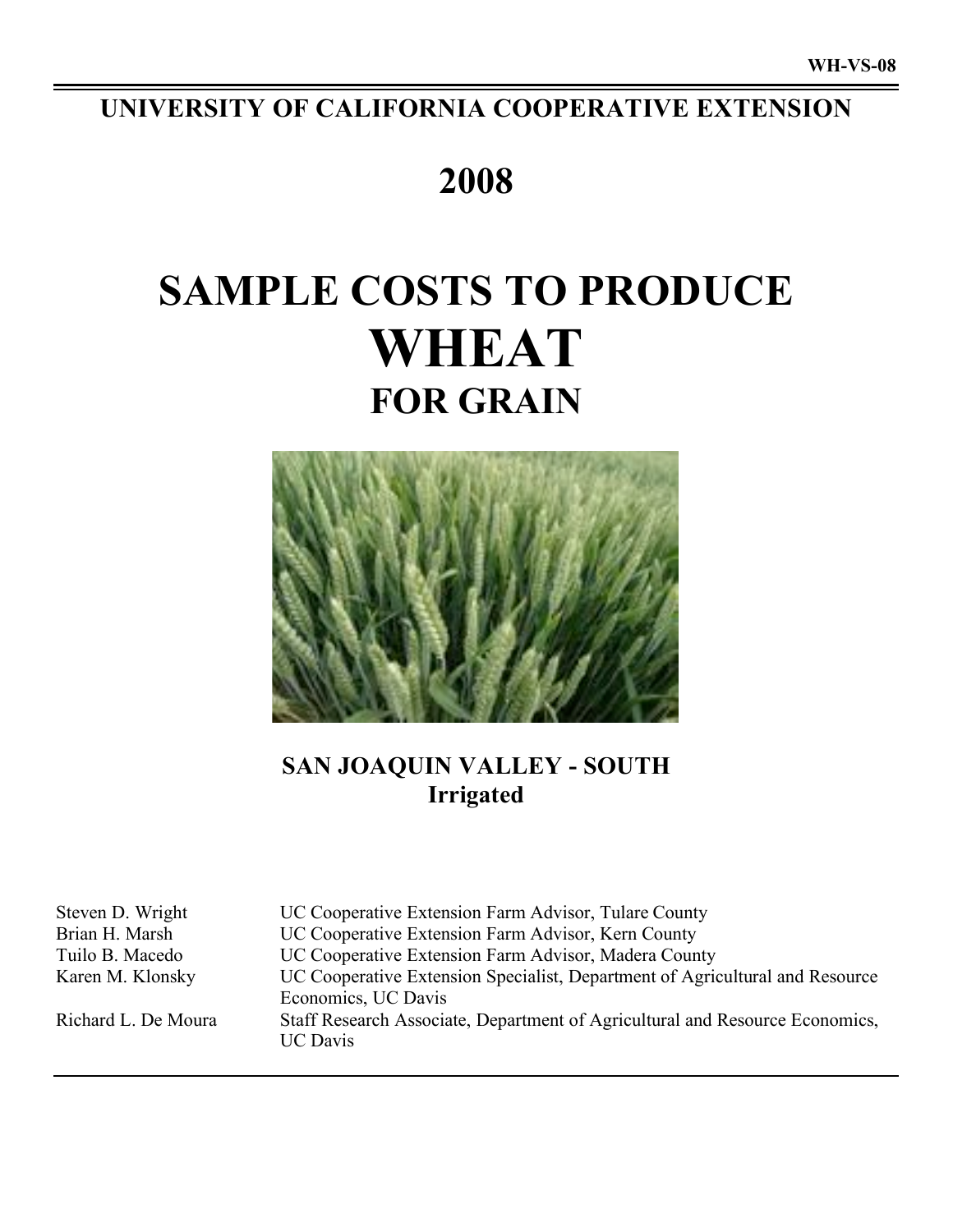WH-VS-08

# UNIVERSITY OF CALIFORNIA COOPERATIVE EXTENSION

# 2008

# SAMPLE COSTS TO PRODUCE WHEAT FOR GRAIN

## SAN JOAQUIN VALLEY - SOUTH
**Irrigated**

| | |
|---|---|
| Steven D. Wright | UC Cooperative Extension Farm Advisor, Tulare County |
| Brian H. Marsh | UC Cooperative Extension Farm Advisor, Kern County |
| Tuilo B. Macedo | UC Cooperative Extension Farm Advisor, Madera County |
| Karen M. Klonsky | UC Cooperative Extension Specialist, Department of Agricultural and Resource Economics, UC Davis |
| Richard L. De Moura | Staff Research Associate, Department of Agricultural and Resource Economics, UC Davis |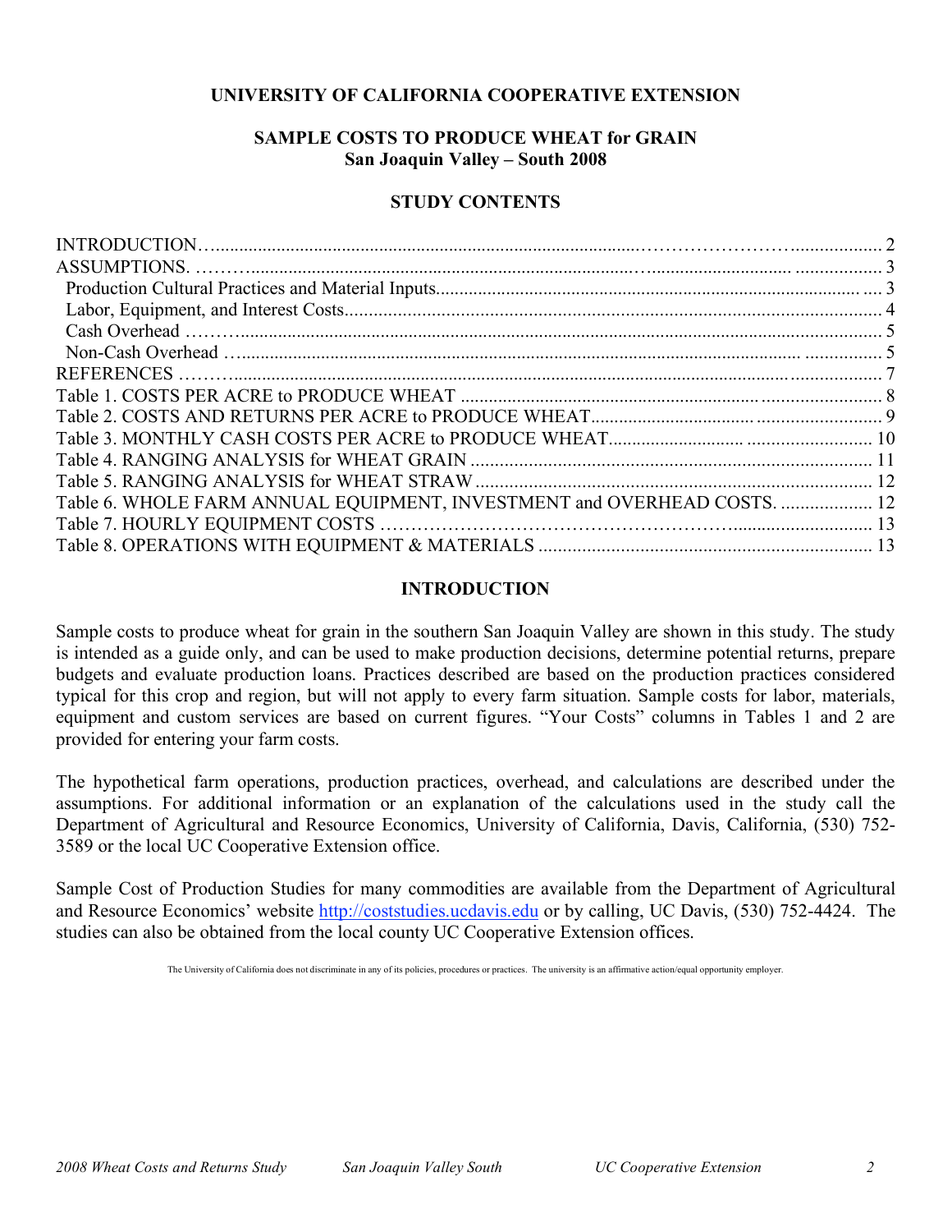**UNIVERSITY OF CALIFORNIA COOPERATIVE EXTENSION**

# SAMPLE COSTS TO PRODUCE WHEAT for GRAIN
## San Joaquin Valley – South 2008

## STUDY CONTENTS

| | |
|---|---|
| INTRODUCTION | 2 |
| ASSUMPTIONS. | 3 |
| Production Cultural Practices and Material Inputs | 3 |
| Labor, Equipment, and Interest Costs | 4 |
| Cash Overhead | 5 |
| Non-Cash Overhead | 5 |
| REFERENCES | 7 |
| Table 1. COSTS PER ACRE to PRODUCE WHEAT | 8 |
| Table 2. COSTS AND RETURNS PER ACRE to PRODUCE WHEAT | 9 |
| Table 3. MONTHLY CASH COSTS PER ACRE to PRODUCE WHEAT | 10 |
| Table 4. RANGING ANALYSIS for WHEAT GRAIN | 11 |
| Table 5. RANGING ANALYSIS for WHEAT STRAW | 12 |
| Table 6. WHOLE FARM ANNUAL EQUIPMENT, INVESTMENT and OVERHEAD COSTS. | 12 |
| Table 7. HOURLY EQUIPMENT COSTS | 13 |
| Table 8. OPERATIONS WITH EQUIPMENT & MATERIALS | 13 |

## INTRODUCTION

Sample costs to produce wheat for grain in the southern San Joaquin Valley are shown in this study. The study is intended as a guide only, and can be used to make production decisions, determine potential returns, prepare budgets and evaluate production loans. Practices described are based on the production practices considered typical for this crop and region, but will not apply to every farm situation. Sample costs for labor, materials, equipment and custom services are based on current figures. "Your Costs" columns in Tables 1 and 2 are provided for entering your farm costs.

The hypothetical farm operations, production practices, overhead, and calculations are described under the assumptions. For additional information or an explanation of the calculations used in the study call the Department of Agricultural and Resource Economics, University of California, Davis, California, (530) 752-3589 or the local UC Cooperative Extension office.

Sample Cost of Production Studies for many commodities are available from the Department of Agricultural and Resource Economics' website http://coststudies.ucdavis.edu or by calling, UC Davis, (530) 752-4424. The studies can also be obtained from the local county UC Cooperative Extension offices.

The University of California does not discriminate in any of its policies, procedures or practices. The university is an affirmative action/equal opportunity employer.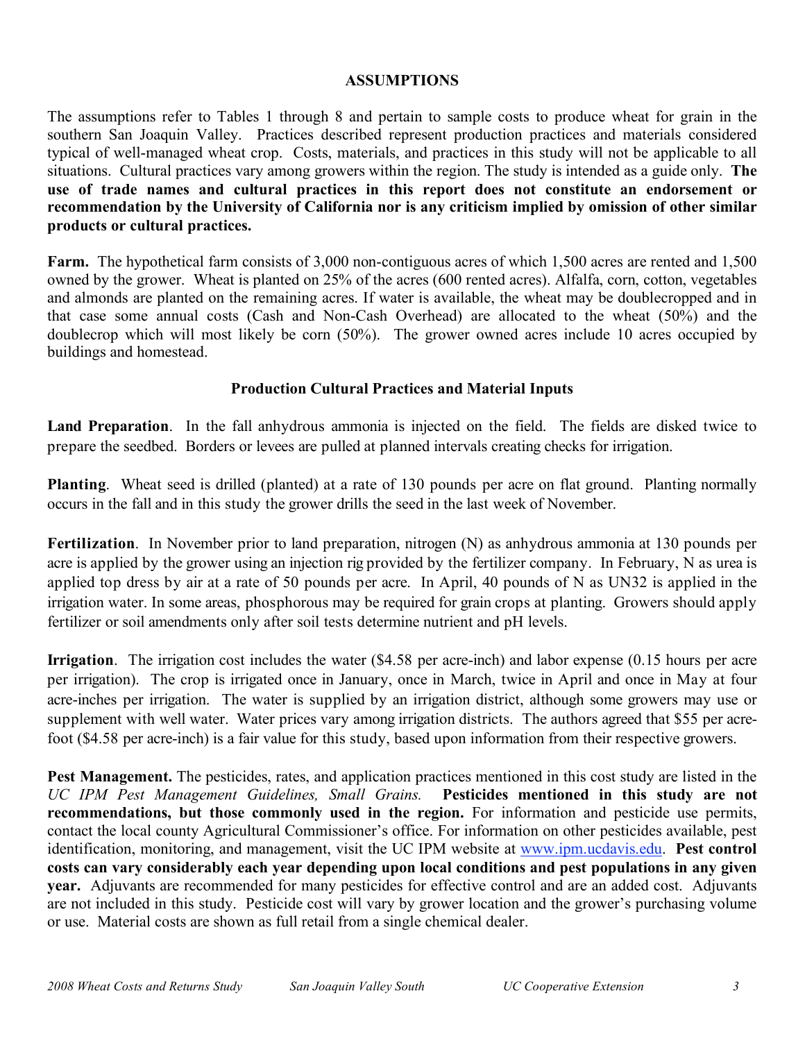## ASSUMPTIONS

The assumptions refer to Tables 1 through 8 and pertain to sample costs to produce wheat for grain in the southern San Joaquin Valley. Practices described represent production practices and materials considered typical of well-managed wheat crop. Costs, materials, and practices in this study will not be applicable to all situations. Cultural practices vary among growers within the region. The study is intended as a guide only. **The use of trade names and cultural practices in this report does not constitute an endorsement or recommendation by the University of California nor is any criticism implied by omission of other similar products or cultural practices.**

**Farm.** The hypothetical farm consists of 3,000 non-contiguous acres of which 1,500 acres are rented and 1,500 owned by the grower. Wheat is planted on 25% of the acres (600 rented acres). Alfalfa, corn, cotton, vegetables and almonds are planted on the remaining acres. If water is available, the wheat may be doublecropped and in that case some annual costs (Cash and Non-Cash Overhead) are allocated to the wheat (50%) and the doublecrop which will most likely be corn (50%). The grower owned acres include 10 acres occupied by buildings and homestead.

### Production Cultural Practices and Material Inputs

**Land Preparation**. In the fall anhydrous ammonia is injected on the field. The fields are disked twice to prepare the seedbed. Borders or levees are pulled at planned intervals creating checks for irrigation.

**Planting**. Wheat seed is drilled (planted) at a rate of 130 pounds per acre on flat ground. Planting normally occurs in the fall and in this study the grower drills the seed in the last week of November.

**Fertilization**. In November prior to land preparation, nitrogen (N) as anhydrous ammonia at 130 pounds per acre is applied by the grower using an injection rig provided by the fertilizer company. In February, N as urea is applied top dress by air at a rate of 50 pounds per acre. In April, 40 pounds of N as UN32 is applied in the irrigation water. In some areas, phosphorous may be required for grain crops at planting. Growers should apply fertilizer or soil amendments only after soil tests determine nutrient and pH levels.

**Irrigation**. The irrigation cost includes the water ($4.58 per acre-inch) and labor expense (0.15 hours per acre per irrigation). The crop is irrigated once in January, once in March, twice in April and once in May at four acre-inches per irrigation. The water is supplied by an irrigation district, although some growers may use or supplement with well water. Water prices vary among irrigation districts. The authors agreed that $55 per acre-foot ($4.58 per acre-inch) is a fair value for this study, based upon information from their respective growers.

**Pest Management.** The pesticides, rates, and application practices mentioned in this cost study are listed in the *UC IPM Pest Management Guidelines, Small Grains.* **Pesticides mentioned in this study are not recommendations, but those commonly used in the region.** For information and pesticide use permits, contact the local county Agricultural Commissioner's office. For information on other pesticides available, pest identification, monitoring, and management, visit the UC IPM website at [www.ipm.ucdavis.edu](http://www.ipm.ucdavis.edu). **Pest control costs can vary considerably each year depending upon local conditions and pest populations in any given year.** Adjuvants are recommended for many pesticides for effective control and are an added cost. Adjuvants are not included in this study. Pesticide cost will vary by grower location and the grower's purchasing volume or use. Material costs are shown as full retail from a single chemical dealer.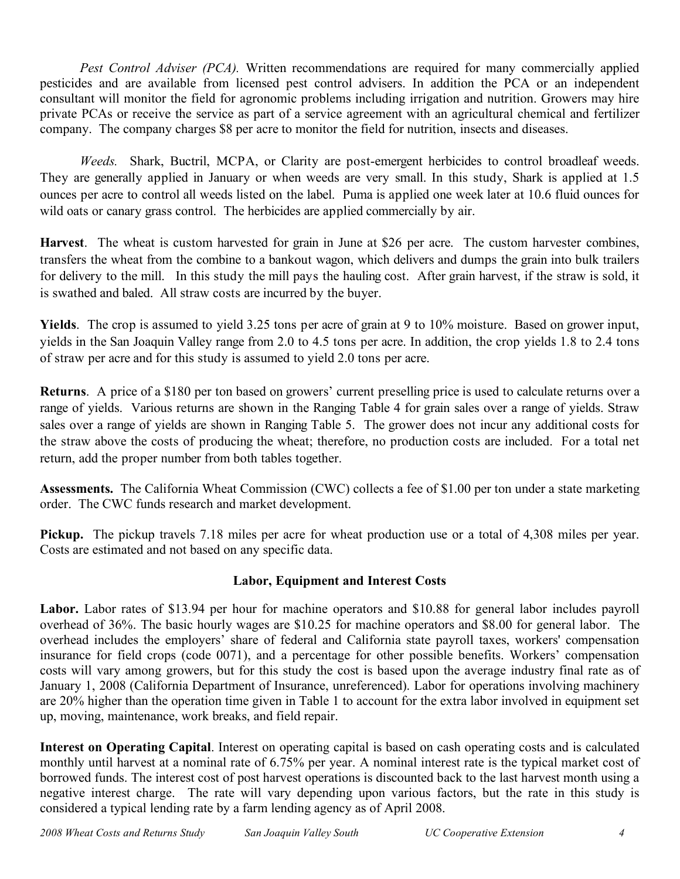*Pest Control Adviser (PCA).* Written recommendations are required for many commercially applied pesticides and are available from licensed pest control advisers. In addition the PCA or an independent consultant will monitor the field for agronomic problems including irrigation and nutrition. Growers may hire private PCAs or receive the service as part of a service agreement with an agricultural chemical and fertilizer company. The company charges $8 per acre to monitor the field for nutrition, insects and diseases.

*Weeds.* Shark, Buctril, MCPA, or Clarity are post-emergent herbicides to control broadleaf weeds. They are generally applied in January or when weeds are very small. In this study, Shark is applied at 1.5 ounces per acre to control all weeds listed on the label. Puma is applied one week later at 10.6 fluid ounces for wild oats or canary grass control. The herbicides are applied commercially by air.

**Harvest**. The wheat is custom harvested for grain in June at $26 per acre. The custom harvester combines, transfers the wheat from the combine to a bankout wagon, which delivers and dumps the grain into bulk trailers for delivery to the mill. In this study the mill pays the hauling cost. After grain harvest, if the straw is sold, it is swathed and baled. All straw costs are incurred by the buyer.

**Yields**. The crop is assumed to yield 3.25 tons per acre of grain at 9 to 10% moisture. Based on grower input, yields in the San Joaquin Valley range from 2.0 to 4.5 tons per acre. In addition, the crop yields 1.8 to 2.4 tons of straw per acre and for this study is assumed to yield 2.0 tons per acre.

**Returns**. A price of a $180 per ton based on growers' current preselling price is used to calculate returns over a range of yields. Various returns are shown in the Ranging Table 4 for grain sales over a range of yields. Straw sales over a range of yields are shown in Ranging Table 5. The grower does not incur any additional costs for the straw above the costs of producing the wheat; therefore, no production costs are included. For a total net return, add the proper number from both tables together.

**Assessments.** The California Wheat Commission (CWC) collects a fee of $1.00 per ton under a state marketing order. The CWC funds research and market development.

**Pickup.** The pickup travels 7.18 miles per acre for wheat production use or a total of 4,308 miles per year. Costs are estimated and not based on any specific data.

## Labor, Equipment and Interest Costs

**Labor.** Labor rates of $13.94 per hour for machine operators and $10.88 for general labor includes payroll overhead of 36%. The basic hourly wages are $10.25 for machine operators and $8.00 for general labor. The overhead includes the employers' share of federal and California state payroll taxes, workers' compensation insurance for field crops (code 0071), and a percentage for other possible benefits. Workers' compensation costs will vary among growers, but for this study the cost is based upon the average industry final rate as of January 1, 2008 (California Department of Insurance, unreferenced). Labor for operations involving machinery are 20% higher than the operation time given in Table 1 to account for the extra labor involved in equipment set up, moving, maintenance, work breaks, and field repair.

**Interest on Operating Capital**. Interest on operating capital is based on cash operating costs and is calculated monthly until harvest at a nominal rate of 6.75% per year. A nominal interest rate is the typical market cost of borrowed funds. The interest cost of post harvest operations is discounted back to the last harvest month using a negative interest charge. The rate will vary depending upon various factors, but the rate in this study is considered a typical lending rate by a farm lending agency as of April 2008.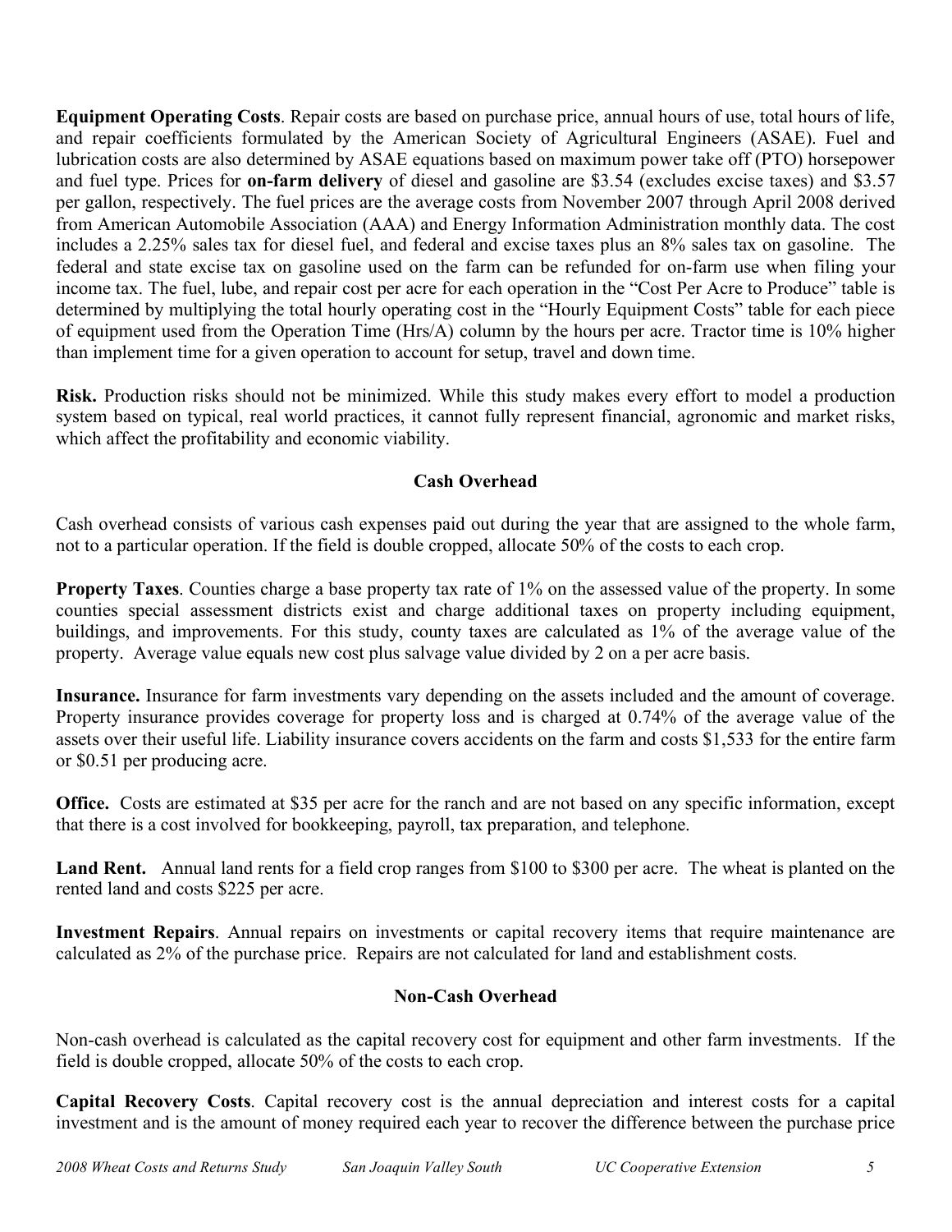**Equipment Operating Costs**. Repair costs are based on purchase price, annual hours of use, total hours of life, and repair coefficients formulated by the American Society of Agricultural Engineers (ASAE). Fuel and lubrication costs are also determined by ASAE equations based on maximum power take off (PTO) horsepower and fuel type. Prices for **on-farm delivery** of diesel and gasoline are $3.54 (excludes excise taxes) and $3.57 per gallon, respectively. The fuel prices are the average costs from November 2007 through April 2008 derived from American Automobile Association (AAA) and Energy Information Administration monthly data. The cost includes a 2.25% sales tax for diesel fuel, and federal and excise taxes plus an 8% sales tax on gasoline. The federal and state excise tax on gasoline used on the farm can be refunded for on-farm use when filing your income tax. The fuel, lube, and repair cost per acre for each operation in the "Cost Per Acre to Produce" table is determined by multiplying the total hourly operating cost in the "Hourly Equipment Costs" table for each piece of equipment used from the Operation Time (Hrs/A) column by the hours per acre. Tractor time is 10% higher than implement time for a given operation to account for setup, travel and down time.

**Risk.** Production risks should not be minimized. While this study makes every effort to model a production system based on typical, real world practices, it cannot fully represent financial, agronomic and market risks, which affect the profitability and economic viability.

## Cash Overhead

Cash overhead consists of various cash expenses paid out during the year that are assigned to the whole farm, not to a particular operation. If the field is double cropped, allocate 50% of the costs to each crop.

**Property Taxes**. Counties charge a base property tax rate of 1% on the assessed value of the property. In some counties special assessment districts exist and charge additional taxes on property including equipment, buildings, and improvements. For this study, county taxes are calculated as 1% of the average value of the property. Average value equals new cost plus salvage value divided by 2 on a per acre basis.

**Insurance.** Insurance for farm investments vary depending on the assets included and the amount of coverage. Property insurance provides coverage for property loss and is charged at 0.74% of the average value of the assets over their useful life. Liability insurance covers accidents on the farm and costs $1,533 for the entire farm or $0.51 per producing acre.

**Office.** Costs are estimated at $35 per acre for the ranch and are not based on any specific information, except that there is a cost involved for bookkeeping, payroll, tax preparation, and telephone.

**Land Rent.** Annual land rents for a field crop ranges from $100 to $300 per acre. The wheat is planted on the rented land and costs $225 per acre.

**Investment Repairs**. Annual repairs on investments or capital recovery items that require maintenance are calculated as 2% of the purchase price. Repairs are not calculated for land and establishment costs.

## Non-Cash Overhead

Non-cash overhead is calculated as the capital recovery cost for equipment and other farm investments. If the field is double cropped, allocate 50% of the costs to each crop.

**Capital Recovery Costs**. Capital recovery cost is the annual depreciation and interest costs for a capital investment and is the amount of money required each year to recover the difference between the purchase price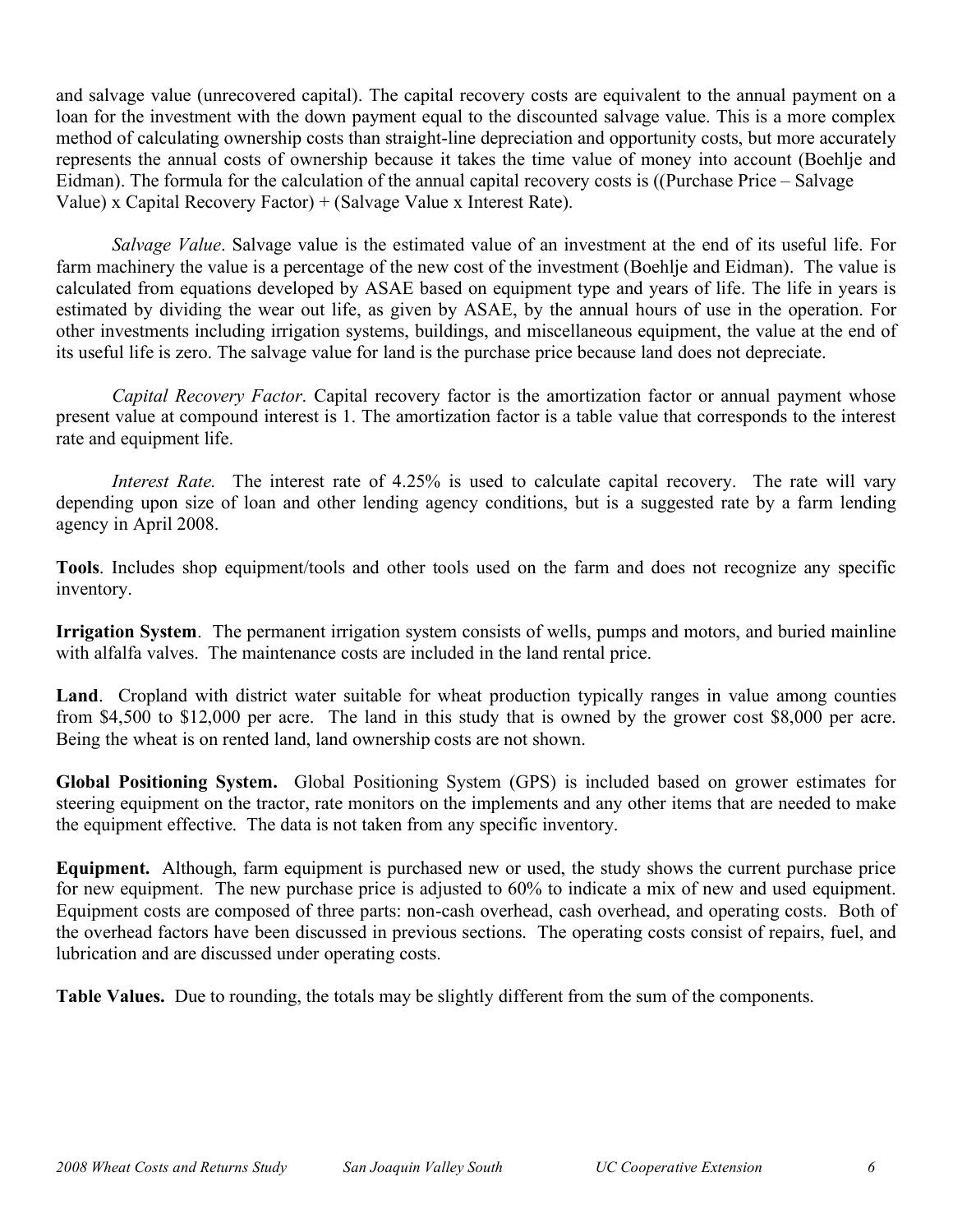and salvage value (unrecovered capital). The capital recovery costs are equivalent to the annual payment on a loan for the investment with the down payment equal to the discounted salvage value. This is a more complex method of calculating ownership costs than straight-line depreciation and opportunity costs, but more accurately represents the annual costs of ownership because it takes the time value of money into account (Boehlje and Eidman). The formula for the calculation of the annual capital recovery costs is ((Purchase Price – Salvage Value) x Capital Recovery Factor) + (Salvage Value x Interest Rate).

*Salvage Value*. Salvage value is the estimated value of an investment at the end of its useful life. For farm machinery the value is a percentage of the new cost of the investment (Boehlje and Eidman). The value is calculated from equations developed by ASAE based on equipment type and years of life. The life in years is estimated by dividing the wear out life, as given by ASAE, by the annual hours of use in the operation. For other investments including irrigation systems, buildings, and miscellaneous equipment, the value at the end of its useful life is zero. The salvage value for land is the purchase price because land does not depreciate.

*Capital Recovery Factor*. Capital recovery factor is the amortization factor or annual payment whose present value at compound interest is 1. The amortization factor is a table value that corresponds to the interest rate and equipment life.

*Interest Rate.* The interest rate of 4.25% is used to calculate capital recovery. The rate will vary depending upon size of loan and other lending agency conditions, but is a suggested rate by a farm lending agency in April 2008.

**Tools**. Includes shop equipment/tools and other tools used on the farm and does not recognize any specific inventory.

**Irrigation System**. The permanent irrigation system consists of wells, pumps and motors, and buried mainline with alfalfa valves. The maintenance costs are included in the land rental price.

**Land**. Cropland with district water suitable for wheat production typically ranges in value among counties from $4,500 to $12,000 per acre. The land in this study that is owned by the grower cost $8,000 per acre. Being the wheat is on rented land, land ownership costs are not shown.

**Global Positioning System.** Global Positioning System (GPS) is included based on grower estimates for steering equipment on the tractor, rate monitors on the implements and any other items that are needed to make the equipment effective. The data is not taken from any specific inventory.

**Equipment.** Although, farm equipment is purchased new or used, the study shows the current purchase price for new equipment. The new purchase price is adjusted to 60% to indicate a mix of new and used equipment. Equipment costs are composed of three parts: non-cash overhead, cash overhead, and operating costs. Both of the overhead factors have been discussed in previous sections. The operating costs consist of repairs, fuel, and lubrication and are discussed under operating costs.

**Table Values.** Due to rounding, the totals may be slightly different from the sum of the components.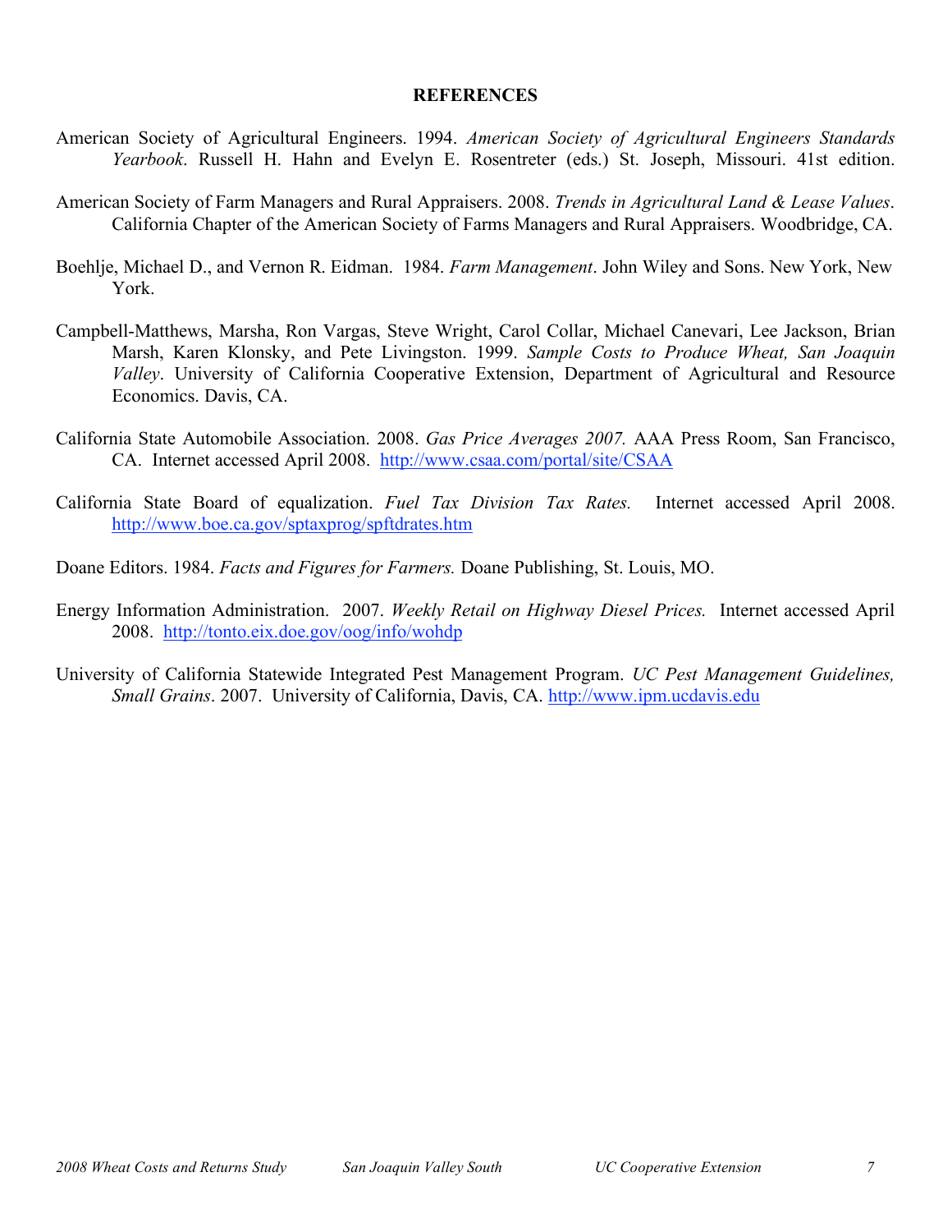# REFERENCES

American Society of Agricultural Engineers. 1994. *American Society of Agricultural Engineers Standards Yearbook*. Russell H. Hahn and Evelyn E. Rosentreter (eds.) St. Joseph, Missouri. 41st edition.

American Society of Farm Managers and Rural Appraisers. 2008. *Trends in Agricultural Land & Lease Values*. California Chapter of the American Society of Farms Managers and Rural Appraisers. Woodbridge, CA.

Boehlje, Michael D., and Vernon R. Eidman. 1984. *Farm Management*. John Wiley and Sons. New York, New York.

Campbell-Matthews, Marsha, Ron Vargas, Steve Wright, Carol Collar, Michael Canevari, Lee Jackson, Brian Marsh, Karen Klonsky, and Pete Livingston. 1999. *Sample Costs to Produce Wheat, San Joaquin Valley*. University of California Cooperative Extension, Department of Agricultural and Resource Economics. Davis, CA.

California State Automobile Association. 2008. *Gas Price Averages 2007.* AAA Press Room, San Francisco, CA. Internet accessed April 2008. http://www.csaa.com/portal/site/CSAA

California State Board of equalization. *Fuel Tax Division Tax Rates.* Internet accessed April 2008. http://www.boe.ca.gov/sptaxprog/spftdrates.htm

Doane Editors. 1984. *Facts and Figures for Farmers.* Doane Publishing, St. Louis, MO.

Energy Information Administration. 2007. *Weekly Retail on Highway Diesel Prices.* Internet accessed April 2008. http://tonto.eix.doe.gov/oog/info/wohdp

University of California Statewide Integrated Pest Management Program. *UC Pest Management Guidelines, Small Grains*. 2007. University of California, Davis, CA. http://www.ipm.ucdavis.edu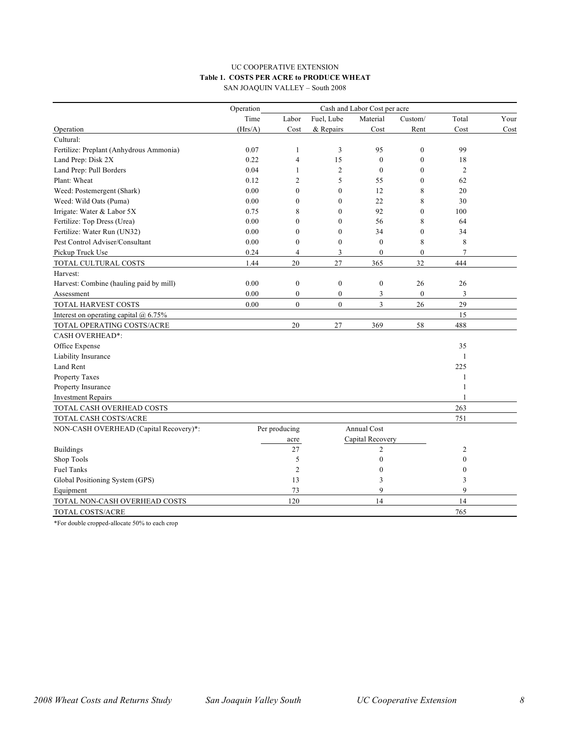UC COOPERATIVE EXTENSION

**Table 1. COSTS PER ACRE to PRODUCE WHEAT**

SAN JOAQUIN VALLEY – South 2008

| | Operation | Cash and Labor Cost per acre | | | | | |
|---|---|---|---|---|---|---|---|
| | Time | Labor | Fuel, Lube | Material | Custom/ | Total | Your |
| Operation | (Hrs/A) | Cost | & Repairs | Cost | Rent | Cost | Cost |
| Cultural: | | | | | | | |
| Fertilize: Preplant (Anhydrous Ammonia) | 0.07 | 1 | 3 | 95 | 0 | 99 | |
| Land Prep: Disk 2X | 0.22 | 4 | 15 | 0 | 0 | 18 | |
| Land Prep: Pull Borders | 0.04 | 1 | 2 | 0 | 0 | 2 | |
| Plant: Wheat | 0.12 | 2 | 5 | 55 | 0 | 62 | |
| Weed: Postemergent (Shark) | 0.00 | 0 | 0 | 12 | 8 | 20 | |
| Weed: Wild Oats (Puma) | 0.00 | 0 | 0 | 22 | 8 | 30 | |
| Irrigate: Water & Labor 5X | 0.75 | 8 | 0 | 92 | 0 | 100 | |
| Fertilize: Top Dress (Urea) | 0.00 | 0 | 0 | 56 | 8 | 64 | |
| Fertilize: Water Run (UN32) | 0.00 | 0 | 0 | 34 | 0 | 34 | |
| Pest Control Adviser/Consultant | 0.00 | 0 | 0 | 0 | 8 | 8 | |
| Pickup Truck Use | 0.24 | 4 | 3 | 0 | 0 | 7 | |
| TOTAL CULTURAL COSTS | 1.44 | 20 | 27 | 365 | 32 | 444 | |
| Harvest: | | | | | | | |
| Harvest: Combine (hauling paid by mill) | 0.00 | 0 | 0 | 0 | 26 | 26 | |
| Assessment | 0.00 | 0 | 0 | 3 | 0 | 3 | |
| TOTAL HARVEST COSTS | 0.00 | 0 | 0 | 3 | 26 | 29 | |
| Interest on operating capital @ 6.75% | | | | | | 15 | |
| TOTAL OPERATING COSTS/ACRE | | 20 | 27 | 369 | 58 | 488 | |
| CASH OVERHEAD*: | | | | | | | |
| Office Expense | | | | | | 35 | |
| Liability Insurance | | | | | | 1 | |
| Land Rent | | | | | | 225 | |
| Property Taxes | | | | | | 1 | |
| Property Insurance | | | | | | 1 | |
| Investment Repairs | | | | | | 1 | |
| TOTAL CASH OVERHEAD COSTS | | | | | | 263 | |
| TOTAL CASH COSTS/ACRE | | | | | | 751 | |
| NON-CASH OVERHEAD (Capital Recovery)*: | | Per producing acre | | Annual Cost Capital Recovery | | | |
| Buildings | | 27 | | 2 | | 2 | |
| Shop Tools | | 5 | | 0 | | 0 | |
| Fuel Tanks | | 2 | | 0 | | 0 | |
| Global Positioning System (GPS) | | 13 | | 3 | | 3 | |
| Equipment | | 73 | | 9 | | 9 | |
| TOTAL NON-CASH OVERHEAD COSTS | | 120 | | 14 | | 14 | |
| TOTAL COSTS/ACRE | | | | | | 765 | |

*For double cropped-allocate 50% to each crop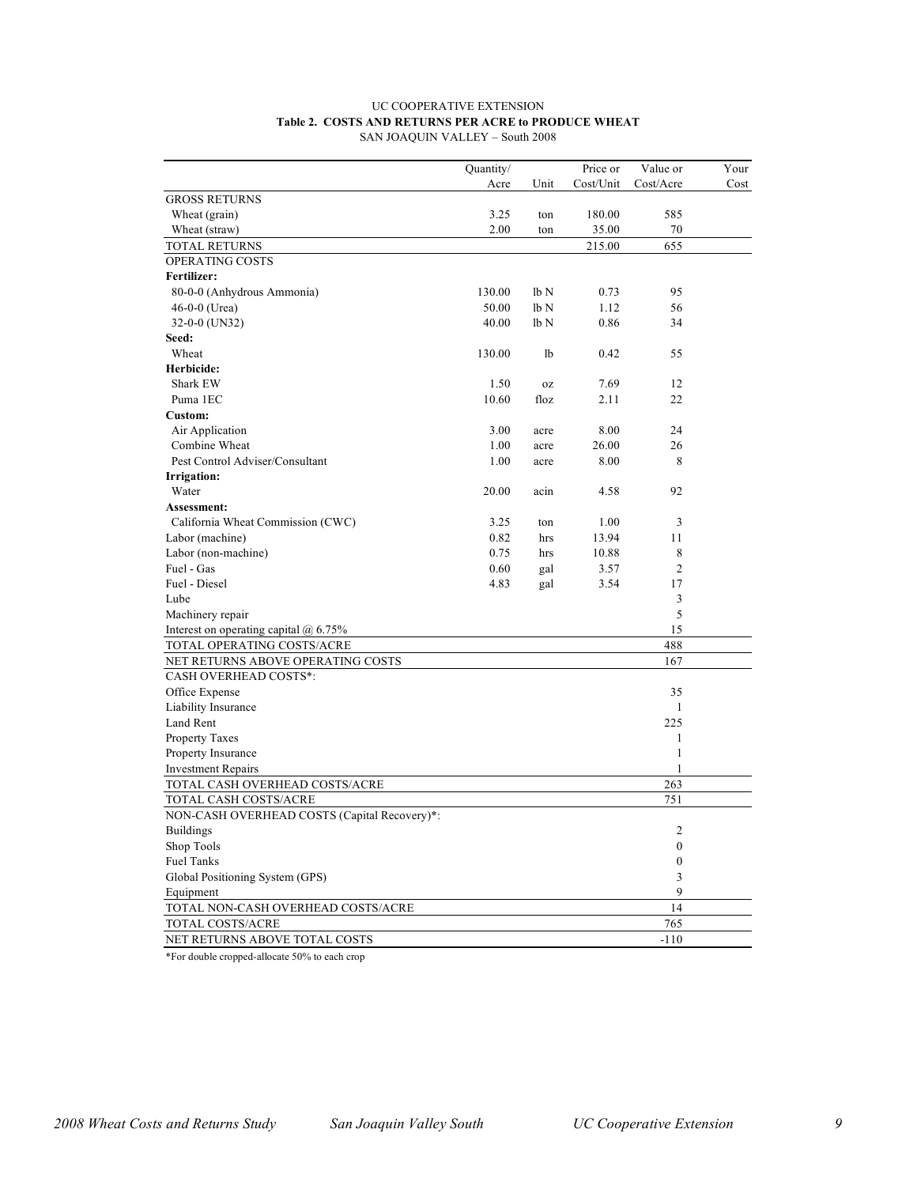UC COOPERATIVE EXTENSION

**Table 2. COSTS AND RETURNS PER ACRE to PRODUCE WHEAT**

SAN JOAQUIN VALLEY – South 2008

| | Quantity/ Acre | Unit | Price or Cost/Unit | Value or Cost/Acre | Your Cost |
|---|---|---|---|---|---|
| GROSS RETURNS | | | | | |
| Wheat (grain) | 3.25 | ton | 180.00 | 585 | |
| Wheat (straw) | 2.00 | ton | 35.00 | 70 | |
| TOTAL RETURNS | | | 215.00 | 655 | |
| OPERATING COSTS | | | | | |
| **Fertilizer:** | | | | | |
| 80-0-0 (Anhydrous Ammonia) | 130.00 | lb N | 0.73 | 95 | |
| 46-0-0 (Urea) | 50.00 | lb N | 1.12 | 56 | |
| 32-0-0 (UN32) | 40.00 | lb N | 0.86 | 34 | |
| **Seed:** | | | | | |
| Wheat | 130.00 | lb | 0.42 | 55 | |
| **Herbicide:** | | | | | |
| Shark EW | 1.50 | oz | 7.69 | 12 | |
| Puma 1EC | 10.60 | floz | 2.11 | 22 | |
| **Custom:** | | | | | |
| Air Application | 3.00 | acre | 8.00 | 24 | |
| Combine Wheat | 1.00 | acre | 26.00 | 26 | |
| Pest Control Adviser/Consultant | 1.00 | acre | 8.00 | 8 | |
| **Irrigation:** | | | | | |
| Water | 20.00 | acin | 4.58 | 92 | |
| **Assessment:** | | | | | |
| California Wheat Commission (CWC) | 3.25 | ton | 1.00 | 3 | |
| Labor (machine) | 0.82 | hrs | 13.94 | 11 | |
| Labor (non-machine) | 0.75 | hrs | 10.88 | 8 | |
| Fuel - Gas | 0.60 | gal | 3.57 | 2 | |
| Fuel - Diesel | 4.83 | gal | 3.54 | 17 | |
| Lube | | | | 3 | |
| Machinery repair | | | | 5 | |
| Interest on operating capital @ 6.75% | | | | 15 | |
| TOTAL OPERATING COSTS/ACRE | | | | 488 | |
| NET RETURNS ABOVE OPERATING COSTS | | | | 167 | |
| CASH OVERHEAD COSTS*: | | | | | |
| Office Expense | | | | 35 | |
| Liability Insurance | | | | 1 | |
| Land Rent | | | | 225 | |
| Property Taxes | | | | 1 | |
| Property Insurance | | | | 1 | |
| Investment Repairs | | | | 1 | |
| TOTAL CASH OVERHEAD COSTS/ACRE | | | | 263 | |
| TOTAL CASH COSTS/ACRE | | | | 751 | |
| NON-CASH OVERHEAD COSTS (Capital Recovery)*: | | | | | |
| Buildings | | | | 2 | |
| Shop Tools | | | | 0 | |
| Fuel Tanks | | | | 0 | |
| Global Positioning System (GPS) | | | | 3 | |
| Equipment | | | | 9 | |
| TOTAL NON-CASH OVERHEAD COSTS/ACRE | | | | 14 | |
| TOTAL COSTS/ACRE | | | | 765 | |
| NET RETURNS ABOVE TOTAL COSTS | | | | -110 | |

*For double cropped-allocate 50% to each crop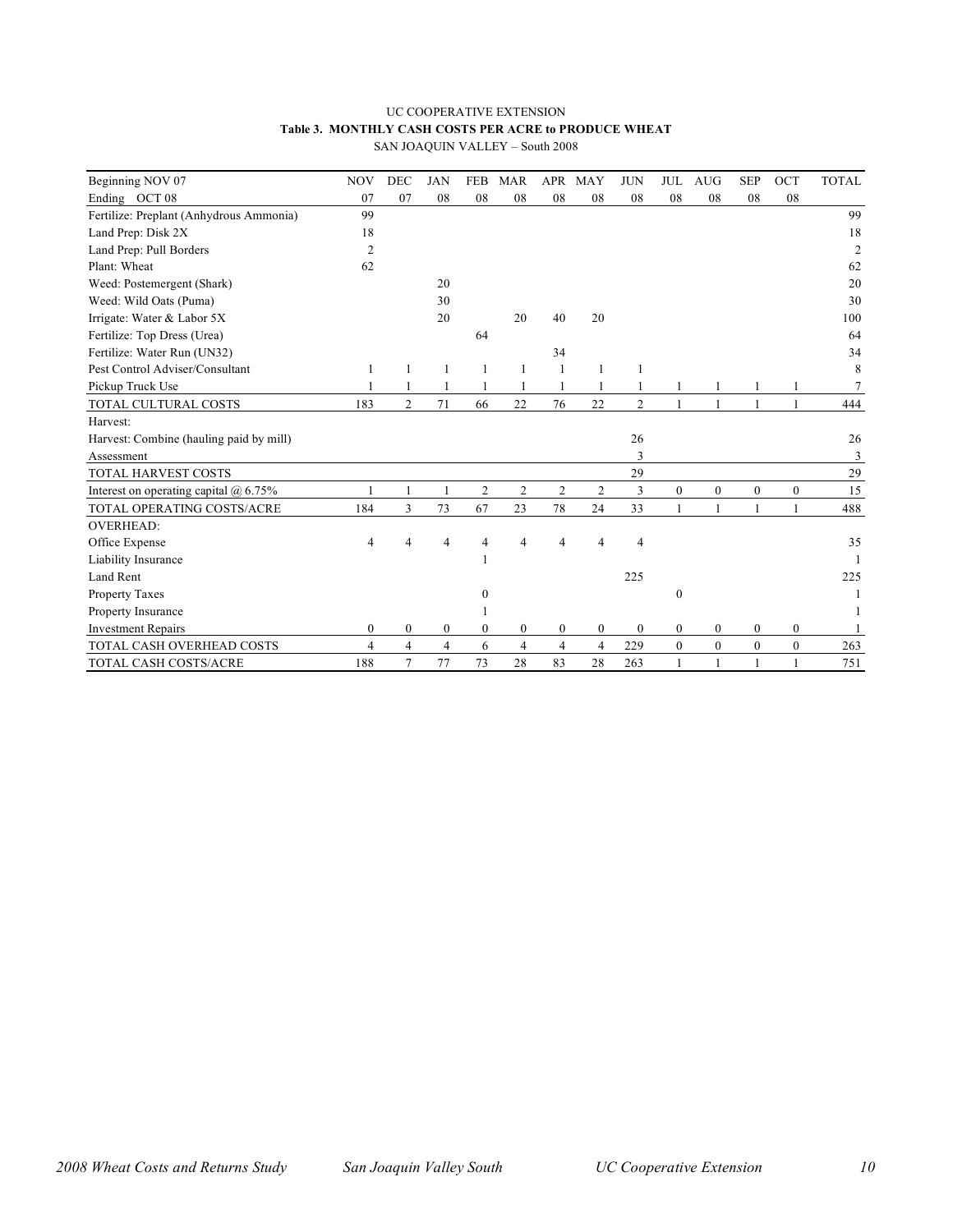UC COOPERATIVE EXTENSION

**Table 3. MONTHLY CASH COSTS PER ACRE to PRODUCE WHEAT**

SAN JOAQUIN VALLEY – South 2008

| Beginning NOV 07 | NOV | DEC | JAN | FEB | MAR | APR | MAY | JUN | JUL | AUG | SEP | OCT | TOTAL |
|---|---|---|---|---|---|---|---|---|---|---|---|---|---|
| Ending OCT 08 | 07 | 07 | 08 | 08 | 08 | 08 | 08 | 08 | 08 | 08 | 08 | 08 | |
| Fertilize: Preplant (Anhydrous Ammonia) | 99 | | | | | | | | | | | | 99 |
| Land Prep: Disk 2X | 18 | | | | | | | | | | | | 18 |
| Land Prep: Pull Borders | 2 | | | | | | | | | | | | 2 |
| Plant: Wheat | 62 | | | | | | | | | | | | 62 |
| Weed: Postemergent (Shark) | | | 20 | | | | | | | | | | 20 |
| Weed: Wild Oats (Puma) | | | 30 | | | | | | | | | | 30 |
| Irrigate: Water & Labor 5X | | | 20 | | 20 | 40 | 20 | | | | | | 100 |
| Fertilize: Top Dress (Urea) | | | | 64 | | | | | | | | | 64 |
| Fertilize: Water Run (UN32) | | | | | | 34 | | | | | | | 34 |
| Pest Control Adviser/Consultant | 1 | 1 | 1 | 1 | 1 | 1 | 1 | 1 | | | | | 8 |
| Pickup Truck Use | 1 | 1 | 1 | 1 | 1 | 1 | 1 | 1 | 1 | 1 | 1 | 1 | 7 |
| TOTAL CULTURAL COSTS | 183 | 2 | 71 | 66 | 22 | 76 | 22 | 2 | 1 | 1 | 1 | 1 | 444 |
| Harvest: | | | | | | | | | | | | | |
| Harvest: Combine (hauling paid by mill) | | | | | | | | 26 | | | | | 26 |
| Assessment | | | | | | | | 3 | | | | | 3 |
| TOTAL HARVEST COSTS | | | | | | | | 29 | | | | | 29 |
| Interest on operating capital @ 6.75% | 1 | 1 | 1 | 2 | 2 | 2 | 2 | 3 | 0 | 0 | 0 | 0 | 15 |
| TOTAL OPERATING COSTS/ACRE | 184 | 3 | 73 | 67 | 23 | 78 | 24 | 33 | 1 | 1 | 1 | 1 | 488 |
| OVERHEAD: | | | | | | | | | | | | | |
| Office Expense | 4 | 4 | 4 | 4 | 4 | 4 | 4 | 4 | | | | | 35 |
| Liability Insurance | | | | 1 | | | | | | | | | 1 |
| Land Rent | | | | | | | | 225 | | | | | 225 |
| Property Taxes | | | | 0 | | | | | 0 | | | | 1 |
| Property Insurance | | | | 1 | | | | | | | | | 1 |
| Investment Repairs | 0 | 0 | 0 | 0 | 0 | 0 | 0 | 0 | 0 | 0 | 0 | 0 | 1 |
| TOTAL CASH OVERHEAD COSTS | 4 | 4 | 4 | 6 | 4 | 4 | 4 | 229 | 0 | 0 | 0 | 0 | 263 |
| TOTAL CASH COSTS/ACRE | 188 | 7 | 77 | 73 | 28 | 83 | 28 | 263 | 1 | 1 | 1 | 1 | 751 |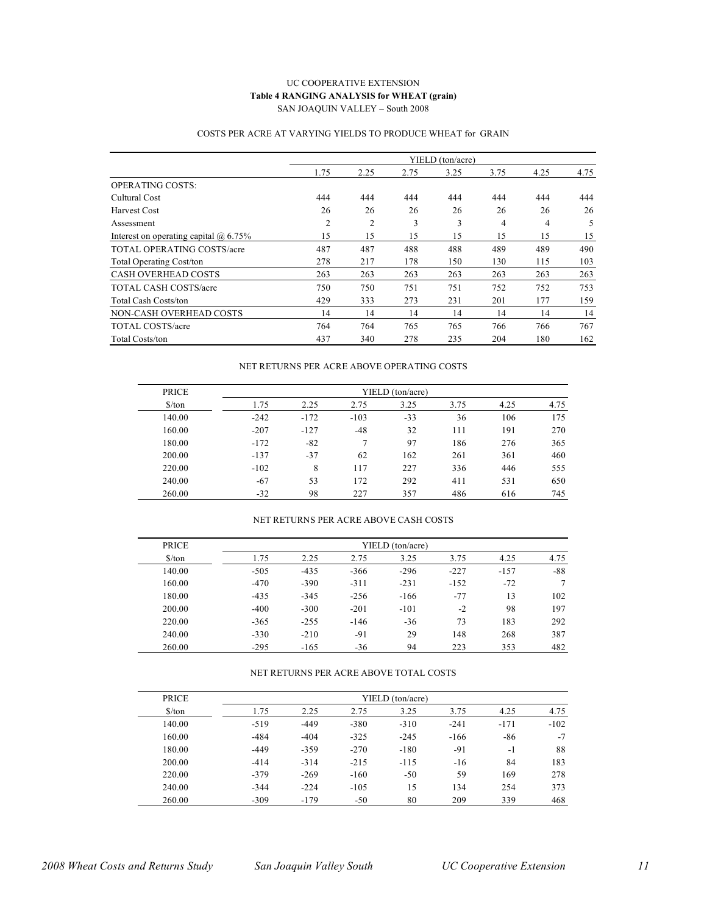UC COOPERATIVE EXTENSION

**Table 4 RANGING ANALYSIS for WHEAT (grain)**

SAN JOAQUIN VALLEY – South 2008

COSTS PER ACRE AT VARYING YIELDS TO PRODUCE WHEAT for GRAIN

| | YIELD (ton/acre) | | | | | | |
|---|---|---|---|---|---|---|---|
| | 1.75 | 2.25 | 2.75 | 3.25 | 3.75 | 4.25 | 4.75 |
| OPERATING COSTS: | | | | | | | |
| Cultural Cost | 444 | 444 | 444 | 444 | 444 | 444 | 444 |
| Harvest Cost | 26 | 26 | 26 | 26 | 26 | 26 | 26 |
| Assessment | 2 | 2 | 3 | 3 | 4 | 4 | 5 |
| Interest on operating capital @ 6.75% | 15 | 15 | 15 | 15 | 15 | 15 | 15 |
| TOTAL OPERATING COSTS/acre | 487 | 487 | 488 | 488 | 489 | 489 | 490 |
| Total Operating Cost/ton | 278 | 217 | 178 | 150 | 130 | 115 | 103 |
| CASH OVERHEAD COSTS | 263 | 263 | 263 | 263 | 263 | 263 | 263 |
| TOTAL CASH COSTS/acre | 750 | 750 | 751 | 751 | 752 | 752 | 753 |
| Total Cash Costs/ton | 429 | 333 | 273 | 231 | 201 | 177 | 159 |
| NON-CASH OVERHEAD COSTS | 14 | 14 | 14 | 14 | 14 | 14 | 14 |
| TOTAL COSTS/acre | 764 | 764 | 765 | 765 | 766 | 766 | 767 |
| Total Costs/ton | 437 | 340 | 278 | 235 | 204 | 180 | 162 |

NET RETURNS PER ACRE ABOVE OPERATING COSTS

| PRICE | YIELD (ton/acre) | | | | | | |
|---|---|---|---|---|---|---|---|
| $/ton | 1.75 | 2.25 | 2.75 | 3.25 | 3.75 | 4.25 | 4.75 |
| 140.00 | -242 | -172 | -103 | -33 | 36 | 106 | 175 |
| 160.00 | -207 | -127 | -48 | 32 | 111 | 191 | 270 |
| 180.00 | -172 | -82 | 7 | 97 | 186 | 276 | 365 |
| 200.00 | -137 | -37 | 62 | 162 | 261 | 361 | 460 |
| 220.00 | -102 | 8 | 117 | 227 | 336 | 446 | 555 |
| 240.00 | -67 | 53 | 172 | 292 | 411 | 531 | 650 |
| 260.00 | -32 | 98 | 227 | 357 | 486 | 616 | 745 |

NET RETURNS PER ACRE ABOVE CASH COSTS

| PRICE | YIELD (ton/acre) | | | | | | |
|---|---|---|---|---|---|---|---|
| $/ton | 1.75 | 2.25 | 2.75 | 3.25 | 3.75 | 4.25 | 4.75 |
| 140.00 | -505 | -435 | -366 | -296 | -227 | -157 | -88 |
| 160.00 | -470 | -390 | -311 | -231 | -152 | -72 | 7 |
| 180.00 | -435 | -345 | -256 | -166 | -77 | 13 | 102 |
| 200.00 | -400 | -300 | -201 | -101 | -2 | 98 | 197 |
| 220.00 | -365 | -255 | -146 | -36 | 73 | 183 | 292 |
| 240.00 | -330 | -210 | -91 | 29 | 148 | 268 | 387 |
| 260.00 | -295 | -165 | -36 | 94 | 223 | 353 | 482 |

NET RETURNS PER ACRE ABOVE TOTAL COSTS

| PRICE | YIELD (ton/acre) | | | | | | |
|---|---|---|---|---|---|---|---|
| $/ton | 1.75 | 2.25 | 2.75 | 3.25 | 3.75 | 4.25 | 4.75 |
| 140.00 | -519 | -449 | -380 | -310 | -241 | -171 | -102 |
| 160.00 | -484 | -404 | -325 | -245 | -166 | -86 | -7 |
| 180.00 | -449 | -359 | -270 | -180 | -91 | -1 | 88 |
| 200.00 | -414 | -314 | -215 | -115 | -16 | 84 | 183 |
| 220.00 | -379 | -269 | -160 | -50 | 59 | 169 | 278 |
| 240.00 | -344 | -224 | -105 | 15 | 134 | 254 | 373 |
| 260.00 | -309 | -179 | -50 | 80 | 209 | 339 | 468 |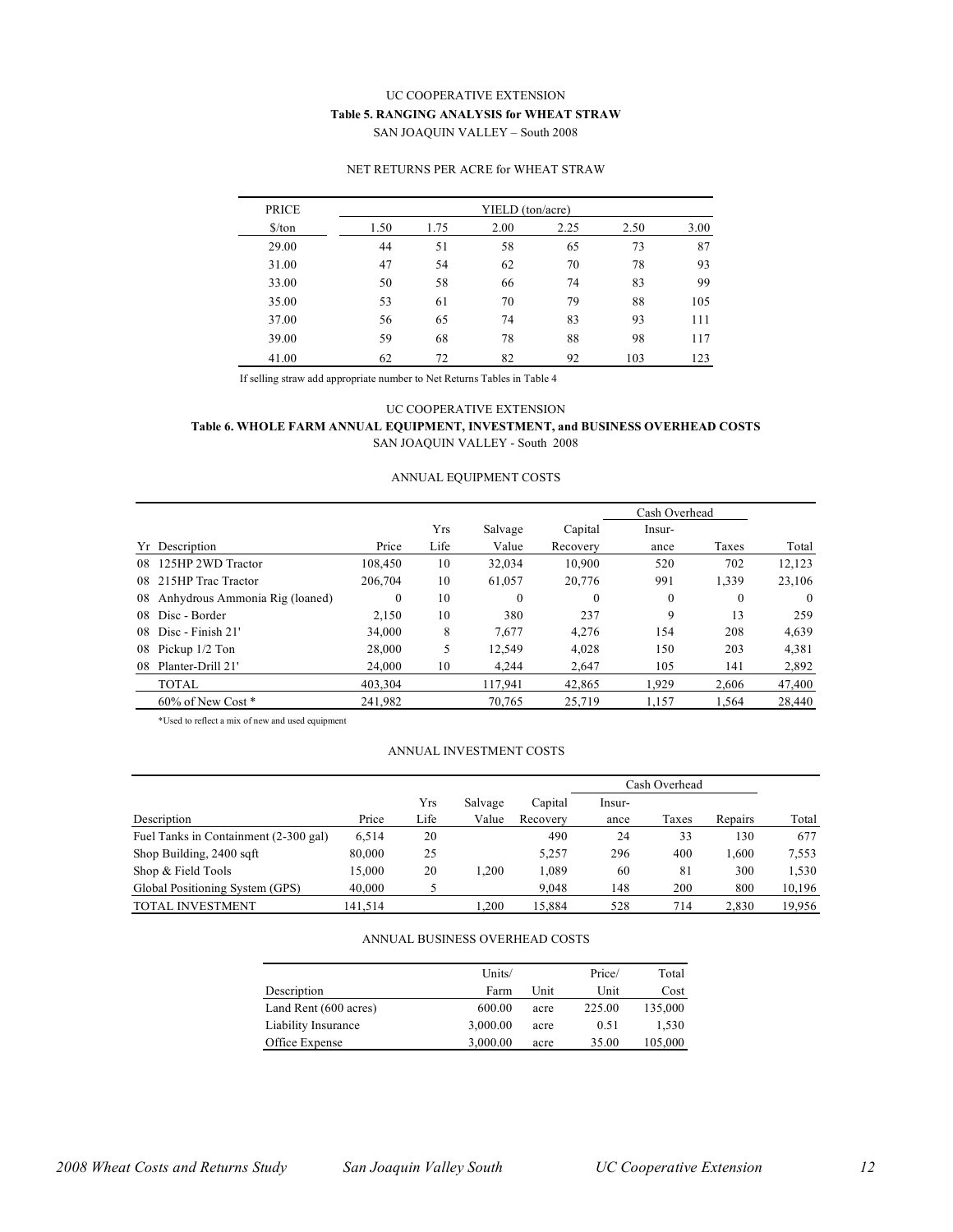UC COOPERATIVE EXTENSION

**Table 5. RANGING ANALYSIS for WHEAT STRAW**

SAN JOAQUIN VALLEY – South 2008

NET RETURNS PER ACRE for WHEAT STRAW

| PRICE | YIELD (ton/acre) | | | | | |
|---|---|---|---|---|---|---|
| $/ton | 1.50 | 1.75 | 2.00 | 2.25 | 2.50 | 3.00 |
| 29.00 | 44 | 51 | 58 | 65 | 73 | 87 |
| 31.00 | 47 | 54 | 62 | 70 | 78 | 93 |
| 33.00 | 50 | 58 | 66 | 74 | 83 | 99 |
| 35.00 | 53 | 61 | 70 | 79 | 88 | 105 |
| 37.00 | 56 | 65 | 74 | 83 | 93 | 111 |
| 39.00 | 59 | 68 | 78 | 88 | 98 | 117 |
| 41.00 | 62 | 72 | 82 | 92 | 103 | 123 |

If selling straw add appropriate number to Net Returns Tables in Table 4

UC COOPERATIVE EXTENSION

**Table 6. WHOLE FARM ANNUAL EQUIPMENT, INVESTMENT, and BUSINESS OVERHEAD COSTS**

SAN JOAQUIN VALLEY - South 2008

ANNUAL EQUIPMENT COSTS

| | | | | | | Cash Overhead | | |
|---|---|---|---|---|---|---|---|---|
| Yr | Description | Price | Yrs Life | Salvage Value | Capital Recovery | Insurance | Taxes | Total |
| 08 | 125HP 2WD Tractor | 108,450 | 10 | 32,034 | 10,900 | 520 | 702 | 12,123 |
| 08 | 215HP Trac Tractor | 206,704 | 10 | 61,057 | 20,776 | 991 | 1,339 | 23,106 |
| 08 | Anhydrous Ammonia Rig (loaned) | 0 | 10 | 0 | 0 | 0 | 0 | 0 |
| 08 | Disc - Border | 2,150 | 10 | 380 | 237 | 9 | 13 | 259 |
| 08 | Disc - Finish 21' | 34,000 | 8 | 7,677 | 4,276 | 154 | 208 | 4,639 |
| 08 | Pickup 1/2 Ton | 28,000 | 5 | 12,549 | 4,028 | 150 | 203 | 4,381 |
| 08 | Planter-Drill 21' | 24,000 | 10 | 4,244 | 2,647 | 105 | 141 | 2,892 |
| | TOTAL | 403,304 | | 117,941 | 42,865 | 1,929 | 2,606 | 47,400 |
| | 60% of New Cost * | 241,982 | | 70,765 | 25,719 | 1,157 | 1,564 | 28,440 |

*Used to reflect a mix of new and used equipment

ANNUAL INVESTMENT COSTS

| | | | | | Cash Overhead | | | |
|---|---|---|---|---|---|---|---|---|
| Description | Price | Yrs Life | Salvage Value | Capital Recovery | Insurance | Taxes | Repairs | Total |
| Fuel Tanks in Containment (2-300 gal) | 6,514 | 20 | | 490 | 24 | 33 | 130 | 677 |
| Shop Building, 2400 sqft | 80,000 | 25 | | 5,257 | 296 | 400 | 1,600 | 7,553 |
| Shop & Field Tools | 15,000 | 20 | 1,200 | 1,089 | 60 | 81 | 300 | 1,530 |
| Global Positioning System (GPS) | 40,000 | 5 | | 9,048 | 148 | 200 | 800 | 10,196 |
| TOTAL INVESTMENT | 141,514 | | 1,200 | 15,884 | 528 | 714 | 2,830 | 19,956 |

ANNUAL BUSINESS OVERHEAD COSTS

| Description | Units/ Farm | Unit | Price/ Unit | Total Cost |
|---|---|---|---|---|
| Land Rent (600 acres) | 600.00 | acre | 225.00 | 135,000 |
| Liability Insurance | 3,000.00 | acre | 0.51 | 1,530 |
| Office Expense | 3,000.00 | acre | 35.00 | 105,000 |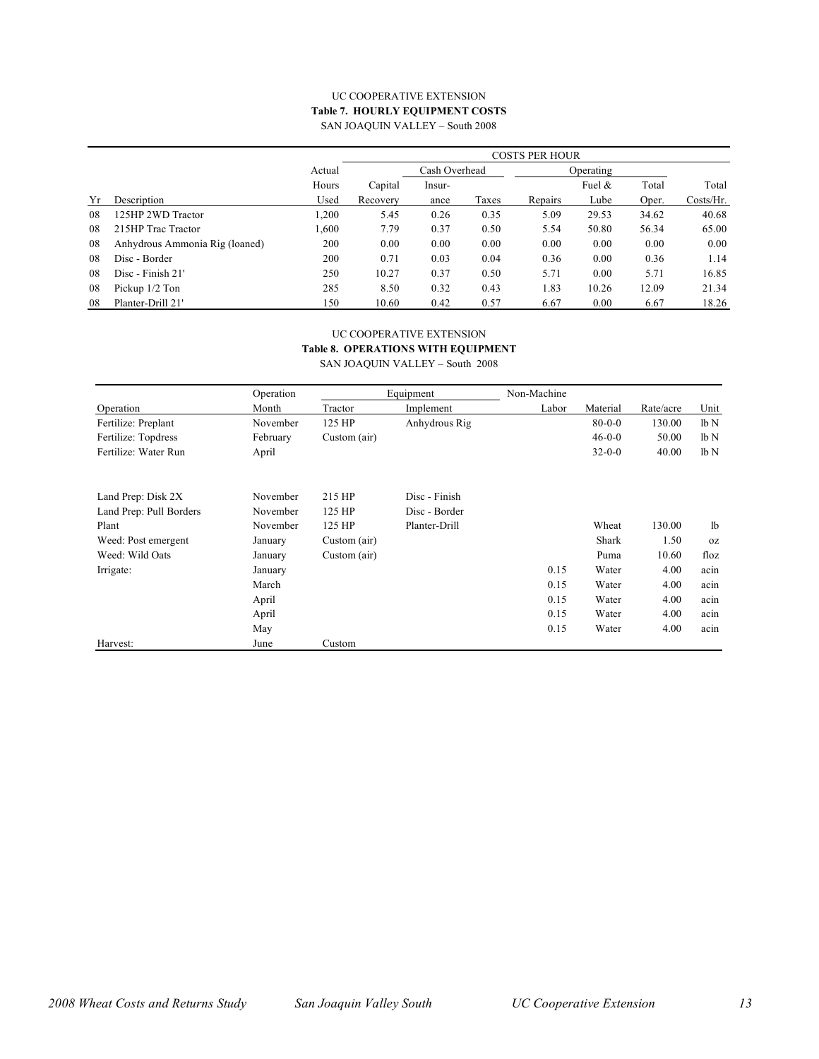UC COOPERATIVE EXTENSION

**Table 7. HOURLY EQUIPMENT COSTS**

SAN JOAQUIN VALLEY – South 2008

| | | | COSTS PER HOUR | | | | | | | |
|---|---|---|---|---|---|---|---|---|---|---|
| | | Actual | | Cash Overhead | | Operating | | | | |
| | | Hours | Capital | Insur- | | | Fuel & | Total | Total |
| Yr | Description | Used | Recovery | ance | Taxes | Repairs | Lube | Oper. | Costs/Hr. |
| 08 | 125HP 2WD Tractor | 1,200 | 5.45 | 0.26 | 0.35 | 5.09 | 29.53 | 34.62 | 40.68 |
| 08 | 215HP Trac Tractor | 1,600 | 7.79 | 0.37 | 0.50 | 5.54 | 50.80 | 56.34 | 65.00 |
| 08 | Anhydrous Ammonia Rig (loaned) | 200 | 0.00 | 0.00 | 0.00 | 0.00 | 0.00 | 0.00 | 0.00 |
| 08 | Disc - Border | 200 | 0.71 | 0.03 | 0.04 | 0.36 | 0.00 | 0.36 | 1.14 |
| 08 | Disc - Finish 21' | 250 | 10.27 | 0.37 | 0.50 | 5.71 | 0.00 | 5.71 | 16.85 |
| 08 | Pickup 1/2 Ton | 285 | 8.50 | 0.32 | 0.43 | 1.83 | 10.26 | 12.09 | 21.34 |
| 08 | Planter-Drill 21' | 150 | 10.60 | 0.42 | 0.57 | 6.67 | 0.00 | 6.67 | 18.26 |

UC COOPERATIVE EXTENSION

**Table 8. OPERATIONS WITH EQUIPMENT**

SAN JOAQUIN VALLEY – South 2008

| | Operation | Equipment | | Non-Machine | | | |
|---|---|---|---|---|---|---|---|
| Operation | Month | Tractor | Implement | Labor | Material | Rate/acre | Unit |
| Fertilize: Preplant | November | 125 HP | Anhydrous Rig | | 80-0-0 | 130.00 | lb N |
| Fertilize: Topdress | February | Custom (air) | | | 46-0-0 | 50.00 | lb N |
| Fertilize: Water Run | April | | | | 32-0-0 | 40.00 | lb N |
| | | | | | | | |
| Land Prep: Disk 2X | November | 215 HP | Disc - Finish | | | | |
| Land Prep: Pull Borders | November | 125 HP | Disc - Border | | | | |
| Plant | November | 125 HP | Planter-Drill | | Wheat | 130.00 | lb |
| Weed: Post emergent | January | Custom (air) | | | Shark | 1.50 | oz |
| Weed: Wild Oats | January | Custom (air) | | | Puma | 10.60 | floz |
| Irrigate: | January | | | 0.15 | Water | 4.00 | acin |
| | March | | | 0.15 | Water | 4.00 | acin |
| | April | | | 0.15 | Water | 4.00 | acin |
| | April | | | 0.15 | Water | 4.00 | acin |
| | May | | | 0.15 | Water | 4.00 | acin |
| Harvest: | June | Custom | | | | | |